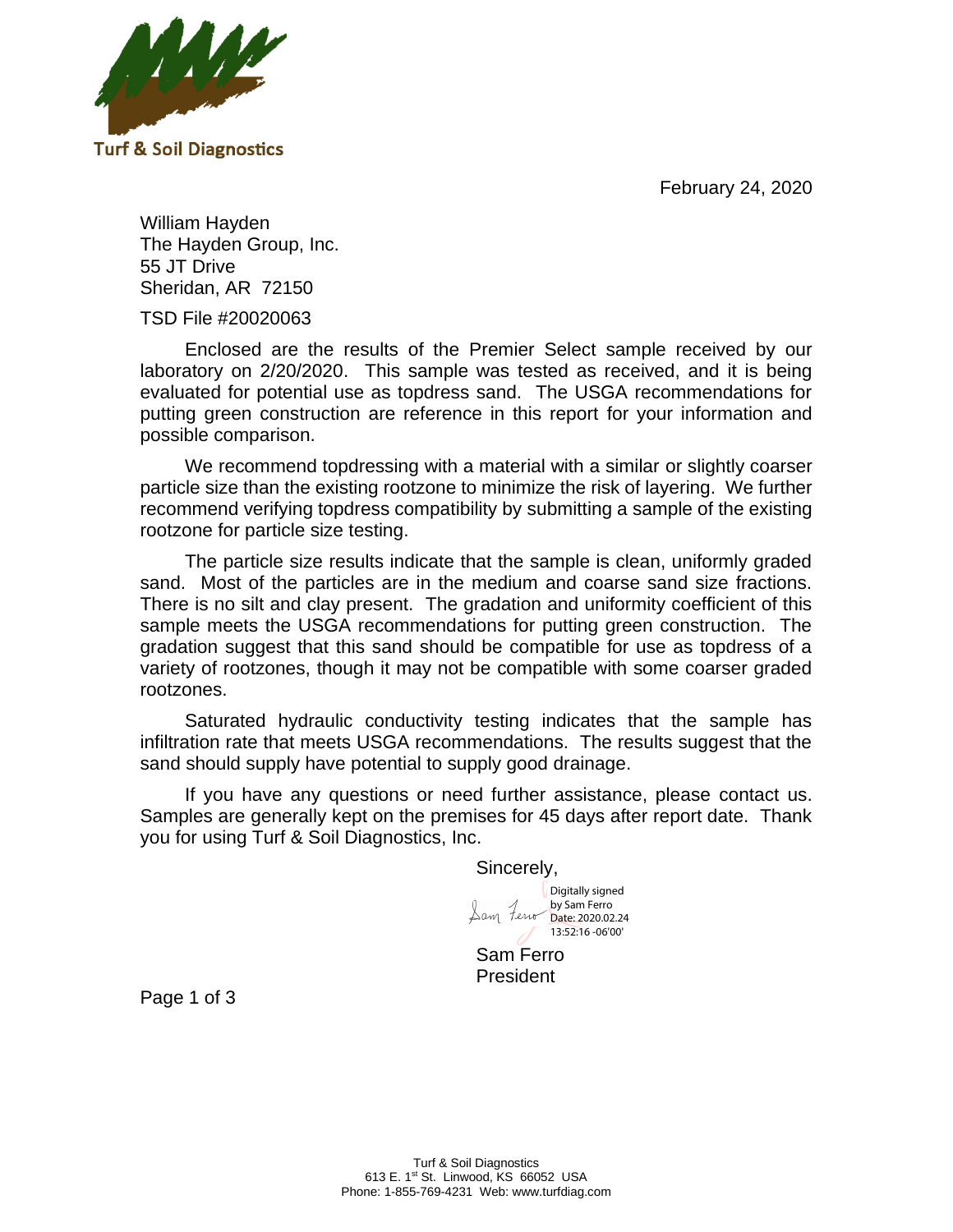Turf & Soil Diagnostics

February 24, 2020

William Hayden
The Hayden Group, Inc.
55 JT Drive
Sheridan, AR 72150

TSD File #20020063

Enclosed are the results of the Premier Select sample received by our laboratory on 2/20/2020. This sample was tested as received, and it is being evaluated for potential use as topdress sand. The USGA recommendations for putting green construction are reference in this report for your information and possible comparison.

We recommend topdressing with a material with a similar or slightly coarser particle size than the existing rootzone to minimize the risk of layering. We further recommend verifying topdress compatibility by submitting a sample of the existing rootzone for particle size testing.

The particle size results indicate that the sample is clean, uniformly graded sand. Most of the particles are in the medium and coarse sand size fractions. There is no silt and clay present. The gradation and uniformity coefficient of this sample meets the USGA recommendations for putting green construction. The gradation suggest that this sand should be compatible for use as topdress of a variety of rootzones, though it may not be compatible with some coarser graded rootzones.

Saturated hydraulic conductivity testing indicates that the sample has infiltration rate that meets USGA recommendations. The results suggest that the sand should supply have potential to supply good drainage.

If you have any questions or need further assistance, please contact us. Samples are generally kept on the premises for 45 days after report date. Thank you for using Turf & Soil Diagnostics, Inc.

Sincerely,

Digitally signed by Sam Ferro
Date: 2020.02.24 13:52:16 -06'00'

Sam Ferro
President

Turf & Soil Diagnostics
613 E. 1st St. Linwood, KS 66052 USA
Phone: 1-855-769-4231 Web: www.turfdiag.com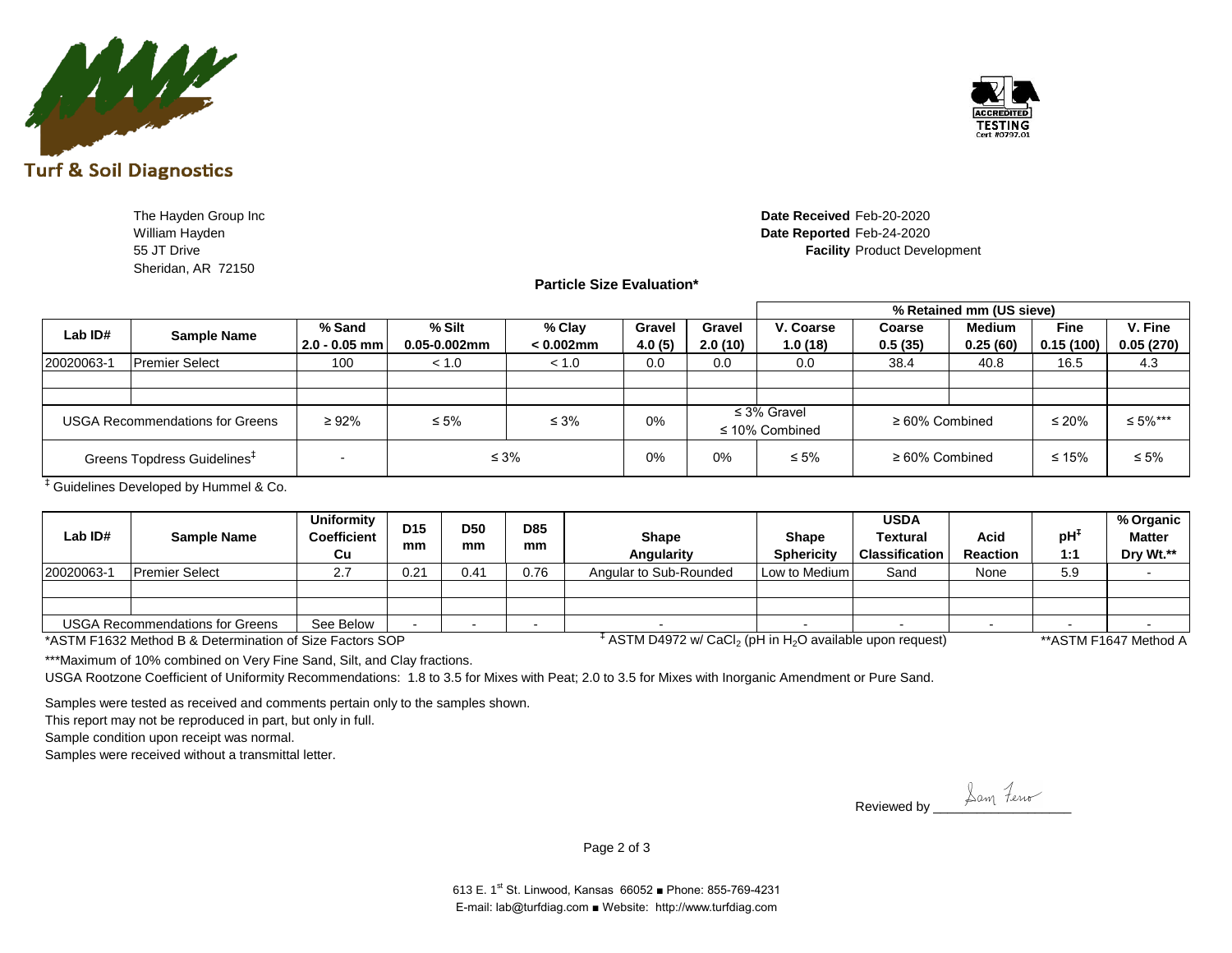Turf & Soil Diagnostics

The Hayden Group Inc
William Hayden
55 JT Drive
Sheridan, AR 72150

**Date Received** Feb-20-2020
**Date Reported** Feb-24-2020
**Facility** Product Development

## Particle Size Evaluation*

| Lab ID# | Sample Name | % Sand 2.0 - 0.05 mm | % Silt 0.05-0.002mm | % Clay < 0.002mm | Gravel 4.0 (5) | Gravel 2.0 (10) | % Retained mm (US sieve) V. Coarse 1.0 (18) | Coarse 0.5 (35) | Medium 0.25 (60) | Fine 0.15 (100) | V. Fine 0.05 (270) |
|---|---|---|---|---|---|---|---|---|---|---|---|
| 20020063-1 | Premier Select | 100 | < 1.0 | < 1.0 | 0.0 | 0.0 | 0.0 | 38.4 | 40.8 | 16.5 | 4.3 |
| | | | | | | | | | | | |
| | | | | | | | | | | | |
| USGA Recommendations for Greens | | ≥ 92% | ≤ 5% | ≤ 3% | 0% | ≤ 3% Gravel ≤ 10% Combined | | ≥ 60% Combined | | ≤ 20% | ≤ 5%*** |
| Greens Topdress Guidelines[‡] | | - | ≤ 3% | | 0% | 0% | ≤ 5% | ≥ 60% Combined | | ≤ 15% | ≤ 5% |

[‡] Guidelines Developed by Hummel & Co.

| Lab ID# | Sample Name | Uniformity Coefficient Cu | D15 mm | D50 mm | D85 mm | Shape Angularity | Shape Sphericity | USDA Textural Classification | Acid Reaction | pH[‡] 1:1 | % Organic Matter Dry Wt.** |
|---|---|---|---|---|---|---|---|---|---|---|---|
| 20020063-1 | Premier Select | 2.7 | 0.21 | 0.41 | 0.76 | Angular to Sub-Rounded | Low to Medium | Sand | None | 5.9 | - |
| | | | | | | | | | | | |
| | | | | | | | | | | | |
| USGA Recommendations for Greens | | See Below | - | - | - | - | - | - | - | - | - |

*ASTM F1632 Method B & Determination of Size Factors SOP

[‡] ASTM D4972 w/ $CaCl_2$ (pH in $H_2O$ available upon request)

**ASTM F1647 Method A

***Maximum of 10% combined on Very Fine Sand, Silt, and Clay fractions.

USGA Rootzone Coefficient of Uniformity Recommendations: 1.8 to 3.5 for Mixes with Peat; 2.0 to 3.5 for Mixes with Inorganic Amendment or Pure Sand.

Samples were tested as received and comments pertain only to the samples shown.
This report may not be reproduced in part, but only in full.
Sample condition upon receipt was normal.
Samples were received without a transmittal letter.

Reviewed by Sam Ferro

613 E. 1st St. Linwood, Kansas 66052 ■ Phone: 855-769-4231
E-mail: lab@turfdiag.com ■ Website: http://www.turfdiag.com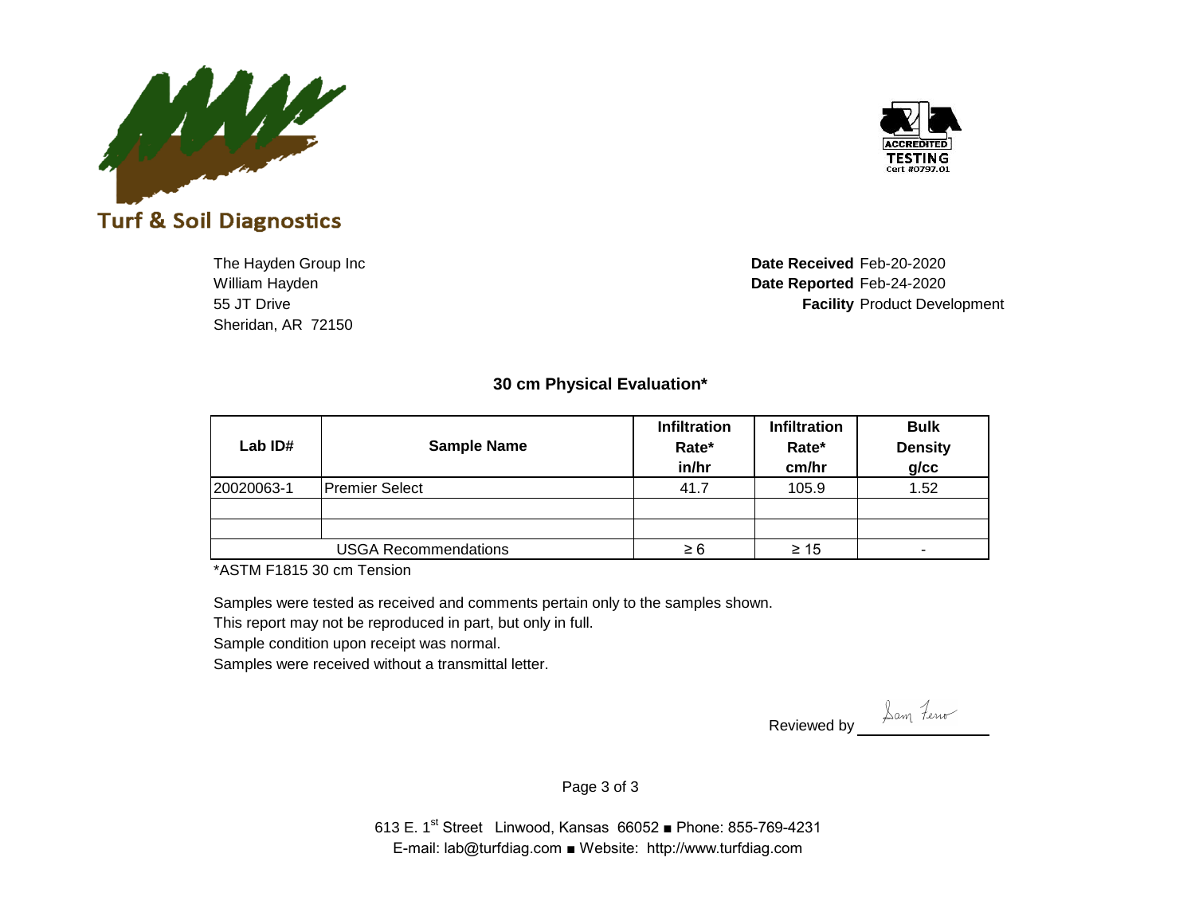Turf & Soil Diagnostics

ACCREDITED TESTING Cert #0797.01

The Hayden Group Inc
William Hayden
55 JT Drive
Sheridan, AR 72150

**Date Received** Feb-20-2020
**Date Reported** Feb-24-2020
**Facility** Product Development

## 30 cm Physical Evaluation*

| Lab ID# | Sample Name | Infiltration Rate* in/hr | Infiltration Rate* cm/hr | Bulk Density g/cc |
|---|---|---|---|---|
| 20020063-1 | Premier Select | 41.7 | 105.9 | 1.52 |
| | | | | |
| | | | | |
| USGA Recommendations | | ≥ 6 | ≥ 15 | - |

*ASTM F1815 30 cm Tension

Samples were tested as received and comments pertain only to the samples shown.
This report may not be reproduced in part, but only in full.
Sample condition upon receipt was normal.
Samples were received without a transmittal letter.

Reviewed by Sam Ferro

613 E. 1st Street Linwood, Kansas 66052 ■ Phone: 855-769-4231
E-mail: lab@turfdiag.com ■ Website: http://www.turfdiag.com